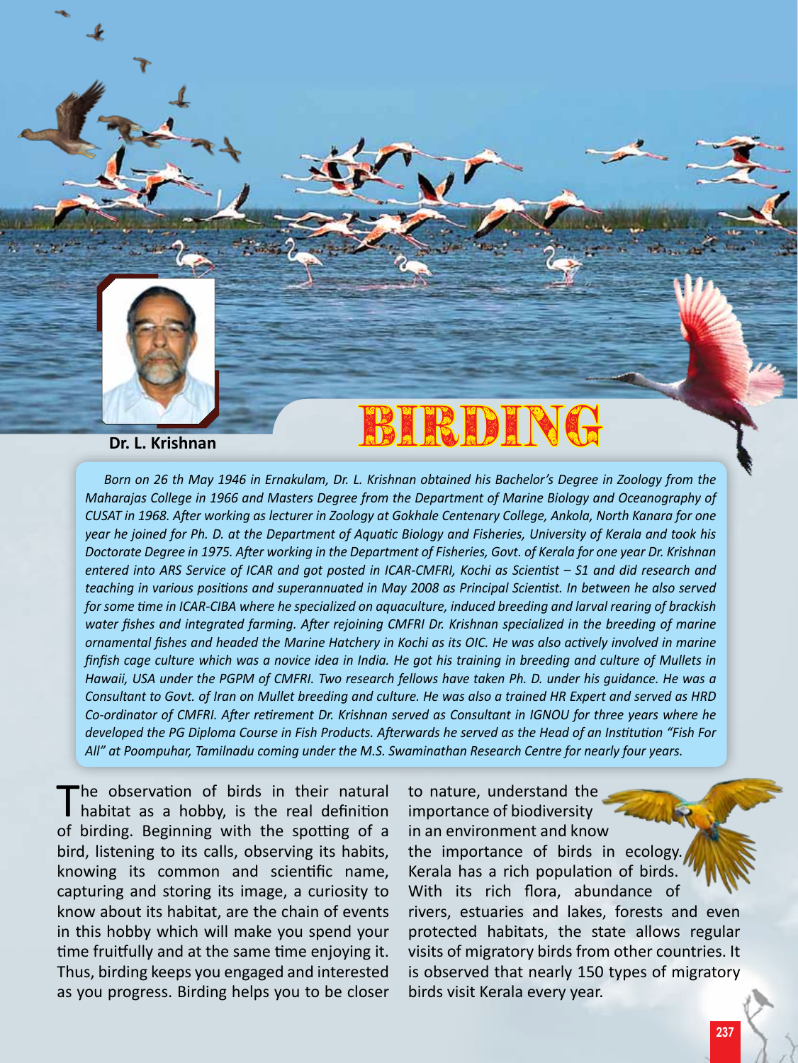# BIRDING

**Dr. L. Krishnan**

*Born on 26 th May 1946 in Ernakulam, Dr. L. Krishnan obtained his Bachelor's Degree in Zoology from the Maharajas College in 1966 and Masters Degree from the Department of Marine Biology and Oceanography of CUSAT in 1968. After working as lecturer in Zoology at Gokhale Centenary College, Ankola, North Kanara for one year he joined for Ph. D. at the Department of Aquatic Biology and Fisheries, University of Kerala and took his Doctorate Degree in 1975. After working in the Department of Fisheries, Govt. of Kerala for one year Dr. Krishnan entered into ARS Service of ICAR and got posted in ICAR-CMFRI, Kochi as Scientist – S1 and did research and teaching in various positions and superannuated in May 2008 as Principal Scientist. In between he also served for some time in ICAR-CIBA where he specialized on aquaculture, induced breeding and larval rearing of brackish water fishes and integrated farming. After rejoining CMFRI Dr. Krishnan specialized in the breeding of marine ornamental fishes and headed the Marine Hatchery in Kochi as its OIC. He was also actively involved in marine finfish cage culture which was a novice idea in India. He got his training in breeding and culture of Mullets in Hawaii, USA under the PGPM of CMFRI. Two research fellows have taken Ph. D. under his guidance. He was a Consultant to Govt. of Iran on Mullet breeding and culture. He was also a trained HR Expert and served as HRD Co-ordinator of CMFRI. After retirement Dr. Krishnan served as Consultant in IGNOU for three years where he developed the PG Diploma Course in Fish Products. Afterwards he served as the Head of an Institution "Fish For All" at Poompuhar, Tamilnadu coming under the M.S. Swaminathan Research Centre for nearly four years.*

The observation of birds in their natural habitat as a hobby, is the real definition of birding. Beginning with the spotting of a bird, listening to its calls, observing its habits, knowing its common and scientific name, capturing and storing its image, a curiosity to know about its habitat, are the chain of events in this hobby which will make you spend your time fruitfully and at the same time enjoying it. Thus, birding keeps you engaged and interested as you progress. Birding helps you to be closer to nature, understand the importance of biodiversity in an environment and know the importance of birds in ecology. Kerala has a rich population of birds. With its rich flora, abundance of rivers, estuaries and lakes, forests and even protected habitats, the state allows regular visits of migratory birds from other countries. It is observed that nearly 150 types of migratory birds visit Kerala every year.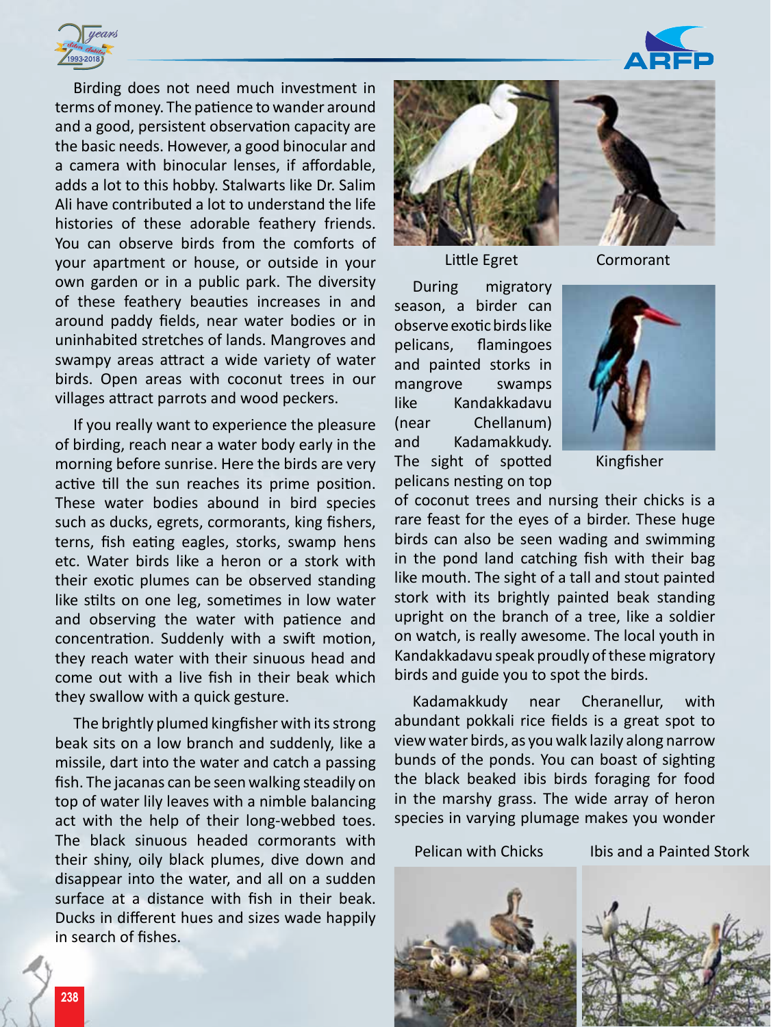Birding does not need much investment in terms of money. The patience to wander around and a good, persistent observation capacity are the basic needs. However, a good binocular and a camera with binocular lenses, if affordable, adds a lot to this hobby. Stalwarts like Dr. Salim Ali have contributed a lot to understand the life histories of these adorable feathery friends. You can observe birds from the comforts of your apartment or house, or outside in your own garden or in a public park. The diversity of these feathery beauties increases in and around paddy fields, near water bodies or in uninhabited stretches of lands. Mangroves and swampy areas attract a wide variety of water birds. Open areas with coconut trees in our villages attract parrots and wood peckers.

If you really want to experience the pleasure of birding, reach near a water body early in the morning before sunrise. Here the birds are very active till the sun reaches its prime position. These water bodies abound in bird species such as ducks, egrets, cormorants, king fishers, terns, fish eating eagles, storks, swamp hens etc. Water birds like a heron or a stork with their exotic plumes can be observed standing like stilts on one leg, sometimes in low water and observing the water with patience and concentration. Suddenly with a swift motion, they reach water with their sinuous head and come out with a live fish in their beak which they swallow with a quick gesture.

The brightly plumed kingfisher with its strong beak sits on a low branch and suddenly, like a missile, dart into the water and catch a passing fish. The jacanas can be seen walking steadily on top of water lily leaves with a nimble balancing act with the help of their long-webbed toes. The black sinuous headed cormorants with their shiny, oily black plumes, dive down and disappear into the water, and all on a sudden surface at a distance with fish in their beak. Ducks in different hues and sizes wade happily in search of fishes.

Little Egret

Cormorant

During migratory season, a birder can observe exotic birds like pelicans, flamingoes and painted storks in mangrove swamps like Kandakkadavu (near Chellanum) and Kadamakkudy. The sight of spotted pelicans nesting on top of coconut trees and nursing their chicks is a rare feast for the eyes of a birder. These huge birds can also be seen wading and swimming in the pond land catching fish with their bag like mouth. The sight of a tall and stout painted stork with its brightly painted beak standing upright on the branch of a tree, like a soldier on watch, is really awesome. The local youth in Kandakkadavu speak proudly of these migratory birds and guide you to spot the birds.

Kingfisher

Kadamakkudy near Cheranellur, with abundant pokkali rice fields is a great spot to view water birds, as you walk lazily along narrow bunds of the ponds. You can boast of sighting the black beaked ibis birds foraging for food in the marshy grass. The wide array of heron species in varying plumage makes you wonder

Pelican with Chicks

Ibis and a Painted Stork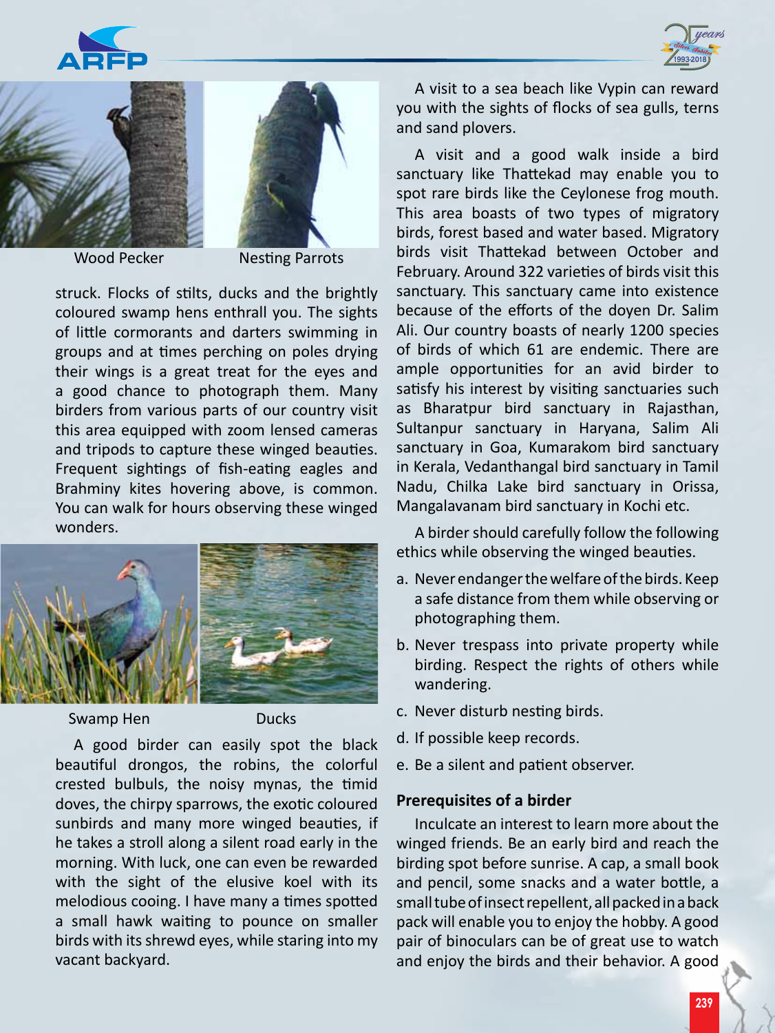Wood Pecker

Nesting Parrots

struck. Flocks of stilts, ducks and the brightly coloured swamp hens enthrall you. The sights of little cormorants and darters swimming in groups and at times perching on poles drying their wings is a great treat for the eyes and a good chance to photograph them. Many birders from various parts of our country visit this area equipped with zoom lensed cameras and tripods to capture these winged beauties. Frequent sightings of fish-eating eagles and Brahminy kites hovering above, is common. You can walk for hours observing these winged wonders.

Swamp Hen

Ducks

A good birder can easily spot the black beautiful drongos, the robins, the colorful crested bulbuls, the noisy mynas, the timid doves, the chirpy sparrows, the exotic coloured sunbirds and many more winged beauties, if he takes a stroll along a silent road early in the morning. With luck, one can even be rewarded with the sight of the elusive koel with its melodious cooing. I have many a times spotted a small hawk waiting to pounce on smaller birds with its shrewd eyes, while staring into my vacant backyard.

A visit to a sea beach like Vypin can reward you with the sights of flocks of sea gulls, terns and sand plovers.

A visit and a good walk inside a bird sanctuary like Thattekad may enable you to spot rare birds like the Ceylonese frog mouth. This area boasts of two types of migratory birds, forest based and water based. Migratory birds visit Thattekad between October and February. Around 322 varieties of birds visit this sanctuary. This sanctuary came into existence because of the efforts of the doyen Dr. Salim Ali. Our country boasts of nearly 1200 species of birds of which 61 are endemic. There are ample opportunities for an avid birder to satisfy his interest by visiting sanctuaries such as Bharatpur bird sanctuary in Rajasthan, Sultanpur sanctuary in Haryana, Salim Ali sanctuary in Goa, Kumarakom bird sanctuary in Kerala, Vedanthangal bird sanctuary in Tamil Nadu, Chilka Lake bird sanctuary in Orissa, Mangalavanam bird sanctuary in Kochi etc.

A birder should carefully follow the following ethics while observing the winged beauties.

a. Never endanger the welfare of the birds. Keep a safe distance from them while observing or photographing them.
b. Never trespass into private property while birding. Respect the rights of others while wandering.
c. Never disturb nesting birds.
d. If possible keep records.
e. Be a silent and patient observer.

**Prerequisites of a birder**

Inculcate an interest to learn more about the winged friends. Be an early bird and reach the birding spot before sunrise. A cap, a small book and pencil, some snacks and a water bottle, a small tube of insect repellent, all packed in a back pack will enable you to enjoy the hobby. A good pair of binoculars can be of great use to watch and enjoy the birds and their behavior. A good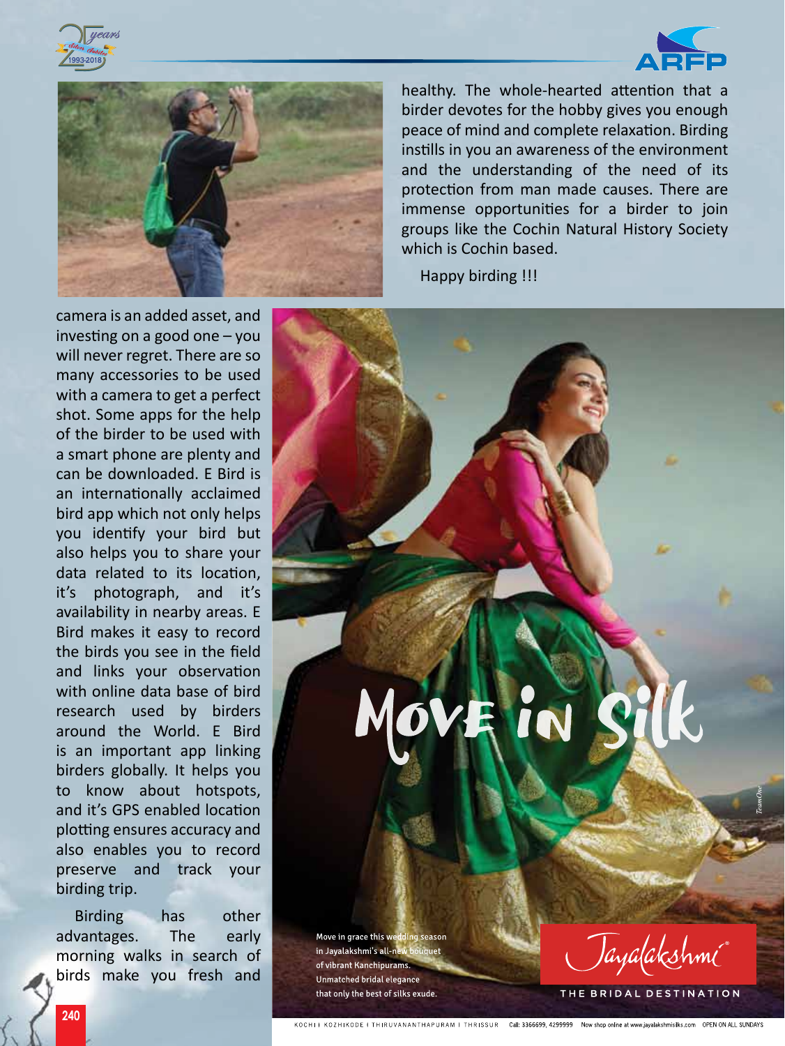healthy. The whole-hearted attention that a birder devotes for the hobby gives you enough peace of mind and complete relaxation. Birding instills in you an awareness of the environment and the understanding of the need of its protection from man made causes. There are immense opportunities for a birder to join groups like the Cochin Natural History Society which is Cochin based.

Happy birding !!!

camera is an added asset, and investing on a good one – you will never regret. There are so many accessories to be used with a camera to get a perfect shot. Some apps for the help of the birder to be used with a smart phone are plenty and can be downloaded. E Bird is an internationally acclaimed bird app which not only helps you identify your bird but also helps you to share your data related to its location, it's photograph, and it's availability in nearby areas. E Bird makes it easy to record the birds you see in the field and links your observation with online data base of bird research used by birders around the World. E Bird is an important app linking birders globally. It helps you to know about hotspots, and it's GPS enabled location plotting ensures accuracy and also enables you to record preserve and track your birding trip.

Birding has other advantages. The early morning walks in search of birds make you fresh and

Move in Silk

Move in grace this wedding season in Jayalakshmi's all-new bouquet of vibrant Kanchipurams. Unmatched bridal elegance that only the best of silks exude.

Jayalakshmi

THE BRIDAL DESTINATION

KOCHI | KOZHIKODE | THIRUVANANTHAPURAM | THRISSUR Call: 3366699, 4299999 Now shop online at www.jayalakshmisilks.com OPEN ON ALL SUNDAYS